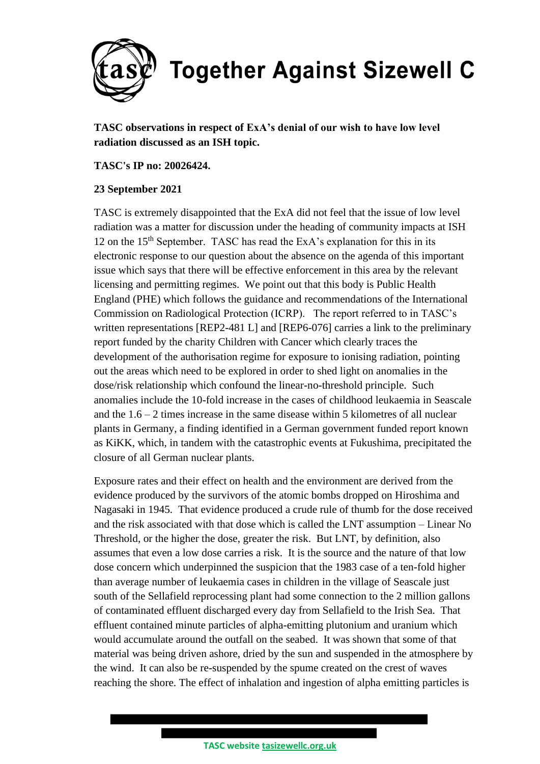# Together Against Sizewell C

**TASC observations in respect of ExA's denial of our wish to have low level radiation discussed as an ISH topic.**

**TASC's IP no: 20026424.**

**23 September 2021**

TASC is extremely disappointed that the ExA did not feel that the issue of low level radiation was a matter for discussion under the heading of community impacts at ISH 12 on the 15th September. TASC has read the ExA's explanation for this in its electronic response to our question about the absence on the agenda of this important issue which says that there will be effective enforcement in this area by the relevant licensing and permitting regimes. We point out that this body is Public Health England (PHE) which follows the guidance and recommendations of the International Commission on Radiological Protection (ICRP). The report referred to in TASC's written representations [REP2-481 L] and [REP6-076] carries a link to the preliminary report funded by the charity Children with Cancer which clearly traces the development of the authorisation regime for exposure to ionising radiation, pointing out the areas which need to be explored in order to shed light on anomalies in the dose/risk relationship which confound the linear-no-threshold principle. Such anomalies include the 10-fold increase in the cases of childhood leukaemia in Seascale and the 1.6 – 2 times increase in the same disease within 5 kilometres of all nuclear plants in Germany, a finding identified in a German government funded report known as KiKK, which, in tandem with the catastrophic events at Fukushima, precipitated the closure of all German nuclear plants.

Exposure rates and their effect on health and the environment are derived from the evidence produced by the survivors of the atomic bombs dropped on Hiroshima and Nagasaki in 1945. That evidence produced a crude rule of thumb for the dose received and the risk associated with that dose which is called the LNT assumption – Linear No Threshold, or the higher the dose, greater the risk. But LNT, by definition, also assumes that even a low dose carries a risk. It is the source and the nature of that low dose concern which underpinned the suspicion that the 1983 case of a ten-fold higher than average number of leukaemia cases in children in the village of Seascale just south of the Sellafield reprocessing plant had some connection to the 2 million gallons of contaminated effluent discharged every day from Sellafield to the Irish Sea. That effluent contained minute particles of alpha-emitting plutonium and uranium which would accumulate around the outfall on the seabed. It was shown that some of that material was being driven ashore, dried by the sun and suspended in the atmosphere by the wind. It can also be re-suspended by the spume created on the crest of waves reaching the shore. The effect of inhalation and ingestion of alpha emitting particles is

**TASC website tasizewellc.org.uk**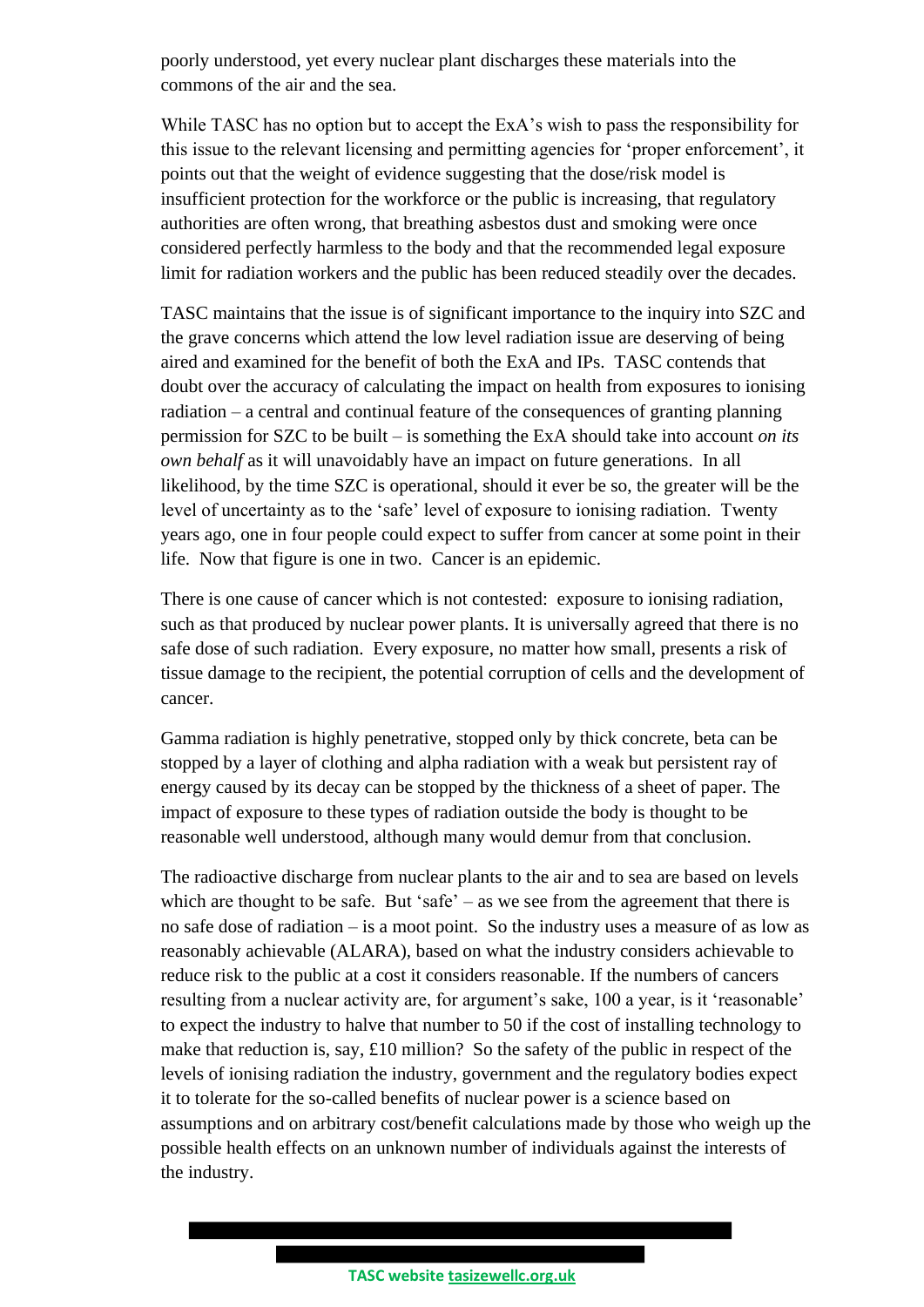poorly understood, yet every nuclear plant discharges these materials into the commons of the air and the sea.

While TASC has no option but to accept the ExA's wish to pass the responsibility for this issue to the relevant licensing and permitting agencies for 'proper enforcement', it points out that the weight of evidence suggesting that the dose/risk model is insufficient protection for the workforce or the public is increasing, that regulatory authorities are often wrong, that breathing asbestos dust and smoking were once considered perfectly harmless to the body and that the recommended legal exposure limit for radiation workers and the public has been reduced steadily over the decades.

TASC maintains that the issue is of significant importance to the inquiry into SZC and the grave concerns which attend the low level radiation issue are deserving of being aired and examined for the benefit of both the ExA and IPs. TASC contends that doubt over the accuracy of calculating the impact on health from exposures to ionising radiation – a central and continual feature of the consequences of granting planning permission for SZC to be built – is something the ExA should take into account *on its own behalf* as it will unavoidably have an impact on future generations. In all likelihood, by the time SZC is operational, should it ever be so, the greater will be the level of uncertainty as to the 'safe' level of exposure to ionising radiation. Twenty years ago, one in four people could expect to suffer from cancer at some point in their life. Now that figure is one in two. Cancer is an epidemic.

There is one cause of cancer which is not contested: exposure to ionising radiation, such as that produced by nuclear power plants. It is universally agreed that there is no safe dose of such radiation. Every exposure, no matter how small, presents a risk of tissue damage to the recipient, the potential corruption of cells and the development of cancer.

Gamma radiation is highly penetrative, stopped only by thick concrete, beta can be stopped by a layer of clothing and alpha radiation with a weak but persistent ray of energy caused by its decay can be stopped by the thickness of a sheet of paper. The impact of exposure to these types of radiation outside the body is thought to be reasonable well understood, although many would demur from that conclusion.

The radioactive discharge from nuclear plants to the air and to sea are based on levels which are thought to be safe. But 'safe' – as we see from the agreement that there is no safe dose of radiation – is a moot point. So the industry uses a measure of as low as reasonably achievable (ALARA), based on what the industry considers achievable to reduce risk to the public at a cost it considers reasonable. If the numbers of cancers resulting from a nuclear activity are, for argument's sake, 100 a year, is it 'reasonable' to expect the industry to halve that number to 50 if the cost of installing technology to make that reduction is, say, £10 million? So the safety of the public in respect of the levels of ionising radiation the industry, government and the regulatory bodies expect it to tolerate for the so-called benefits of nuclear power is a science based on assumptions and on arbitrary cost/benefit calculations made by those who weigh up the possible health effects on an unknown number of individuals against the interests of the industry.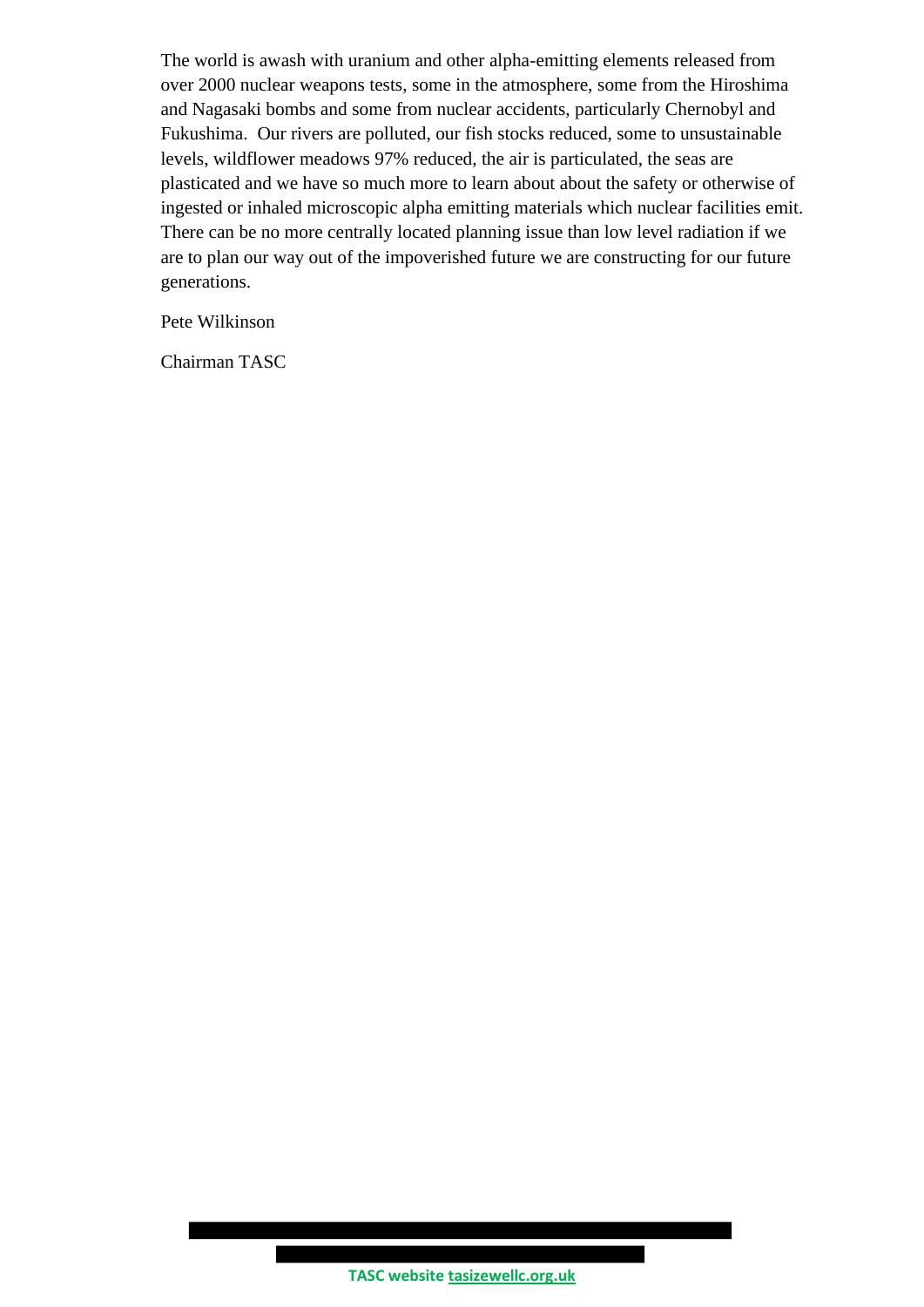The world is awash with uranium and other alpha-emitting elements released from over 2000 nuclear weapons tests, some in the atmosphere, some from the Hiroshima and Nagasaki bombs and some from nuclear accidents, particularly Chernobyl and Fukushima. Our rivers are polluted, our fish stocks reduced, some to unsustainable levels, wildflower meadows 97% reduced, the air is particulated, the seas are plasticated and we have so much more to learn about about the safety or otherwise of ingested or inhaled microscopic alpha emitting materials which nuclear facilities emit. There can be no more centrally located planning issue than low level radiation if we are to plan our way out of the impoverished future we are constructing for our future generations.

Pete Wilkinson

Chairman TASC